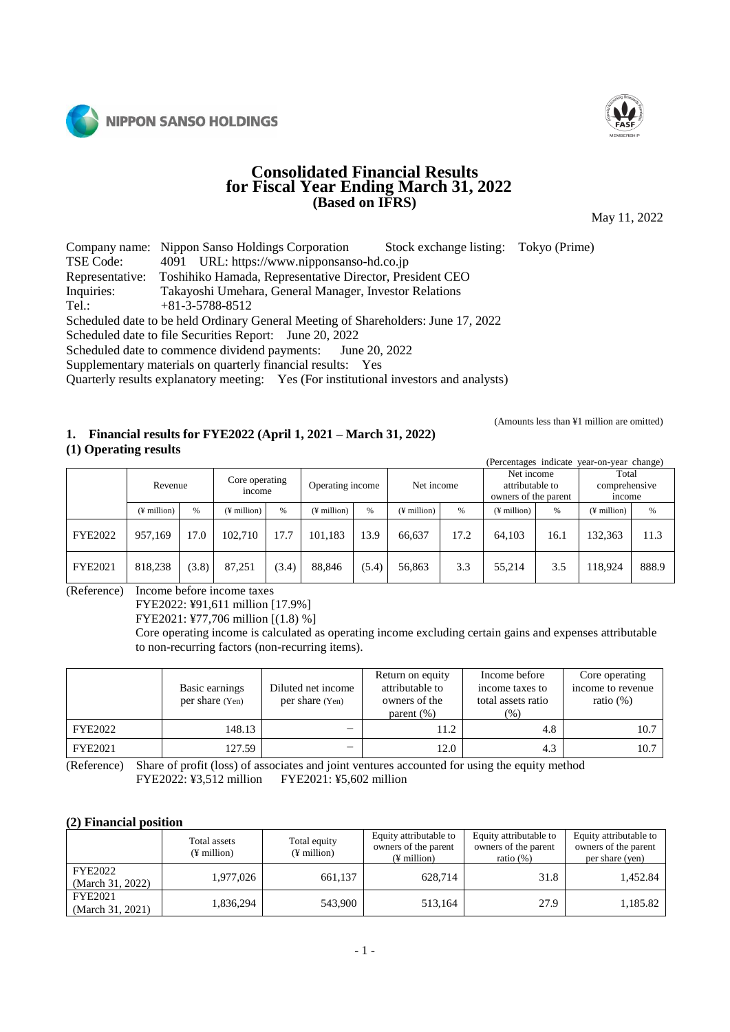NIPPON SANSO HOLDINGS

# Consolidated Financial Results for Fiscal Year Ending March 31, 2022 (Based on IFRS)

May 11, 2022

Company name: Nippon Sanso Holdings Corporation    Stock exchange listing: Tokyo (Prime)
TSE Code: 4091 URL: https://www.nipponsanso-hd.co.jp
Representative: Toshihiko Hamada, Representative Director, President CEO
Inquiries: Takayoshi Umehara, General Manager, Investor Relations
Tel.: +81-3-5788-8512
Scheduled date to be held Ordinary General Meeting of Shareholders: June 17, 2022
Scheduled date to file Securities Report: June 20, 2022
Scheduled date to commence dividend payments: June 20, 2022
Supplementary materials on quarterly financial results: Yes
Quarterly results explanatory meeting: Yes (For institutional investors and analysts)

(Amounts less than ¥1 million are omitted)

## 1. Financial results for FYE2022 (April 1, 2021 – March 31, 2022)

### (1) Operating results

(Percentages indicate year-on-year change)

| | Revenue | | Core operating income | | Operating income | | Net income | | Net income attributable to owners of the parent | | Total comprehensive income | |
|---|---|---|---|---|---|---|---|---|---|---|---|---|
| | (¥ million) | % | (¥ million) | % | (¥ million) | % | (¥ million) | % | (¥ million) | % | (¥ million) | % |
| FYE2022 | 957,169 | 17.0 | 102,710 | 17.7 | 101,183 | 13.9 | 66,637 | 17.2 | 64,103 | 16.1 | 132,363 | 11.3 |
| FYE2021 | 818,238 | (3.8) | 87,251 | (3.4) | 88,846 | (5.4) | 56,863 | 3.3 | 55,214 | 3.5 | 118,924 | 888.9 |

(Reference) Income before income taxes
FYE2022: ¥91,611 million [17.9%]
FYE2021: ¥77,706 million [(1.8) %]
Core operating income is calculated as operating income excluding certain gains and expenses attributable to non-recurring factors (non-recurring items).

| | Basic earnings per share (Yen) | Diluted net income per share (Yen) | Return on equity attributable to owners of the parent (%) | Income before income taxes to total assets ratio (%) | Core operating income to revenue ratio (%) |
|---|---|---|---|---|---|
| FYE2022 | 148.13 | − | 11.2 | 4.8 | 10.7 |
| FYE2021 | 127.59 | − | 12.0 | 4.3 | 10.7 |

(Reference) Share of profit (loss) of associates and joint ventures accounted for using the equity method
FYE2022: ¥3,512 million FYE2021: ¥5,602 million

### (2) Financial position

| | Total assets (¥ million) | Total equity (¥ million) | Equity attributable to owners of the parent (¥ million) | Equity attributable to owners of the parent ratio (%) | Equity attributable to owners of the parent per share (yen) |
|---|---|---|---|---|---|
| FYE2022 (March 31, 2022) | 1,977,026 | 661,137 | 628,714 | 31.8 | 1,452.84 |
| FYE2021 (March 31, 2021) | 1,836,294 | 543,900 | 513,164 | 27.9 | 1,185.82 |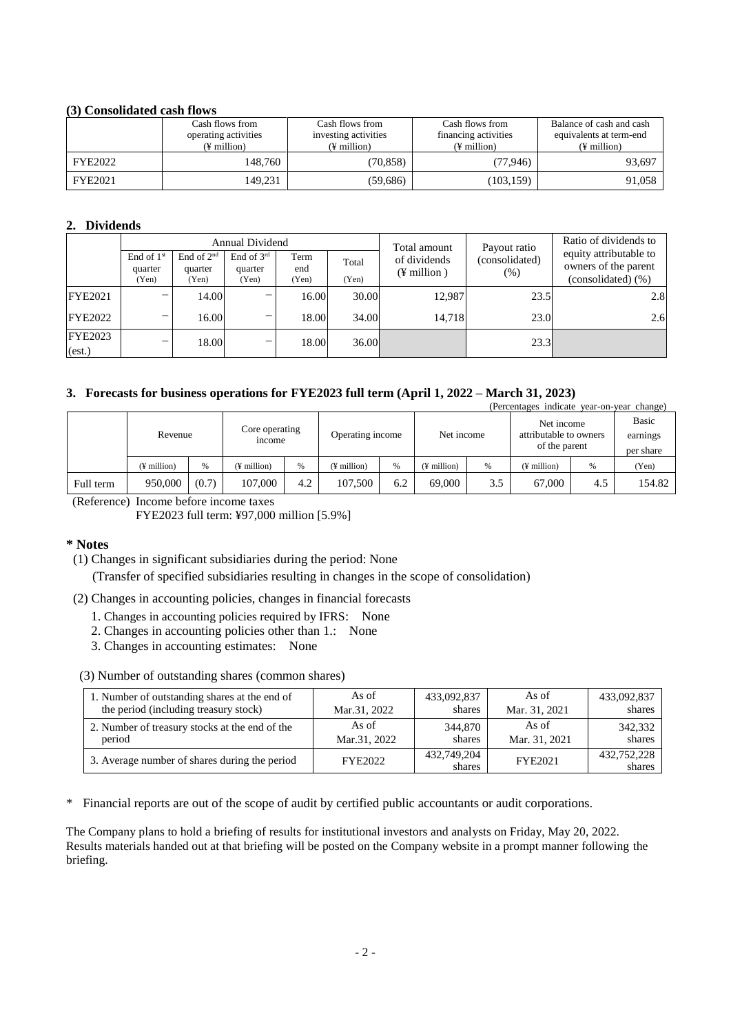### (3) Consolidated cash flows

| | Cash flows from operating activities (¥ million) | Cash flows from investing activities (¥ million) | Cash flows from financing activities (¥ million) | Balance of cash and cash equivalents at term-end (¥ million) |
|---|---|---|---|---|
| FYE2022 | 148,760 | (70,858) | (77,946) | 93,697 |
| FYE2021 | 149,231 | (59,686) | (103,159) | 91,058 |

## 2. Dividends

| | Annual Dividend | | | | | Total amount of dividends (¥ million ) | Payout ratio (consolidated) (%) | Ratio of dividends to equity attributable to owners of the parent (consolidated) (%) |
|---|---|---|---|---|---|---|---|---|
| | End of 1st quarter (Yen) | End of 2nd quarter (Yen) | End of 3rd quarter (Yen) | Term end (Yen) | Total (Yen) | | | |
| FYE2021 | – | 14.00 | – | 16.00 | 30.00 | 12,987 | 23.5 | 2.8 |
| FYE2022 | – | 16.00 | – | 18.00 | 34.00 | 14,718 | 23.0 | 2.6 |
| FYE2023 (est.) | – | 18.00 | – | 18.00 | 36.00 | | 23.3 | |

## 3. Forecasts for business operations for FYE2023 full term (April 1, 2022 – March 31, 2023)

(Percentages indicate year-on-year change)

| | Revenue | | Core operating income | | Operating income | | Net income | | Net income attributable to owners of the parent | | Basic earnings per share |
|---|---|---|---|---|---|---|---|---|---|---|---|
| | (¥ million) | % | (¥ million) | % | (¥ million) | % | (¥ million) | % | (¥ million) | % | (Yen) |
| Full term | 950,000 | (0.7) | 107,000 | 4.2 | 107,500 | 6.2 | 69,000 | 3.5 | 67,000 | 4.5 | 154.82 |

(Reference) Income before income taxes
FYE2023 full term: ¥97,000 million [5.9%]

**\* Notes**

(1) Changes in significant subsidiaries during the period: None
(Transfer of specified subsidiaries resulting in changes in the scope of consolidation)

(2) Changes in accounting policies, changes in financial forecasts

1. Changes in accounting policies required by IFRS: None
2. Changes in accounting policies other than 1.: None
3. Changes in accounting estimates: None

(3) Number of outstanding shares (common shares)

| | | | | |
|---|---|---|---|---|
| 1. Number of outstanding shares at the end of the period (including treasury stock) | As of Mar.31, 2022 | 433,092,837 shares | As of Mar. 31, 2021 | 433,092,837 shares |
| 2. Number of treasury stocks at the end of the period | As of Mar.31, 2022 | 344,870 shares | As of Mar. 31, 2021 | 342,332 shares |
| 3. Average number of shares during the period | FYE2022 | 432,749,204 shares | FYE2021 | 432,752,228 shares |

\* Financial reports are out of the scope of audit by certified public accountants or audit corporations.

The Company plans to hold a briefing of results for institutional investors and analysts on Friday, May 20, 2022. Results materials handed out at that briefing will be posted on the Company website in a prompt manner following the briefing.